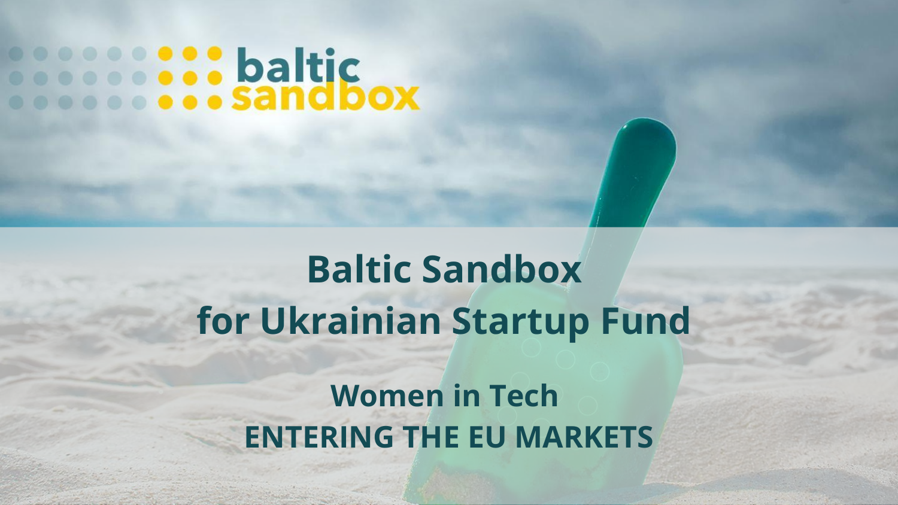baltic sandbox

# Baltic Sandbox for Ukrainian Startup Fund

## Women in Tech
## ENTERING THE EU MARKETS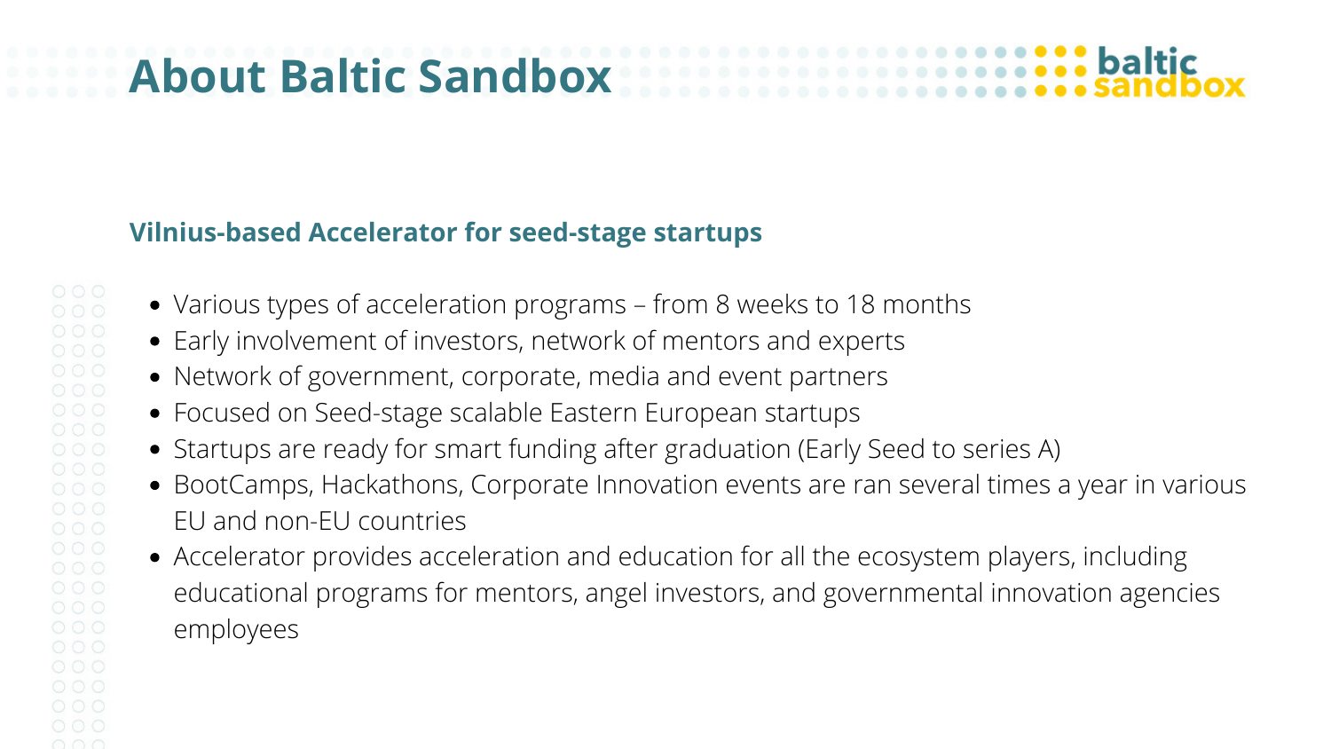# About Baltic Sandbox

### Vilnius-based Accelerator for seed-stage startups

- Various types of acceleration programs – from 8 weeks to 18 months
- Early involvement of investors, network of mentors and experts
- Network of government, corporate, media and event partners
- Focused on Seed-stage scalable Eastern European startups
- Startups are ready for smart funding after graduation (Early Seed to series A)
- BootCamps, Hackathons, Corporate Innovation events are ran several times a year in various EU and non-EU countries
- Accelerator provides acceleration and education for all the ecosystem players, including educational programs for mentors, angel investors, and governmental innovation agencies employees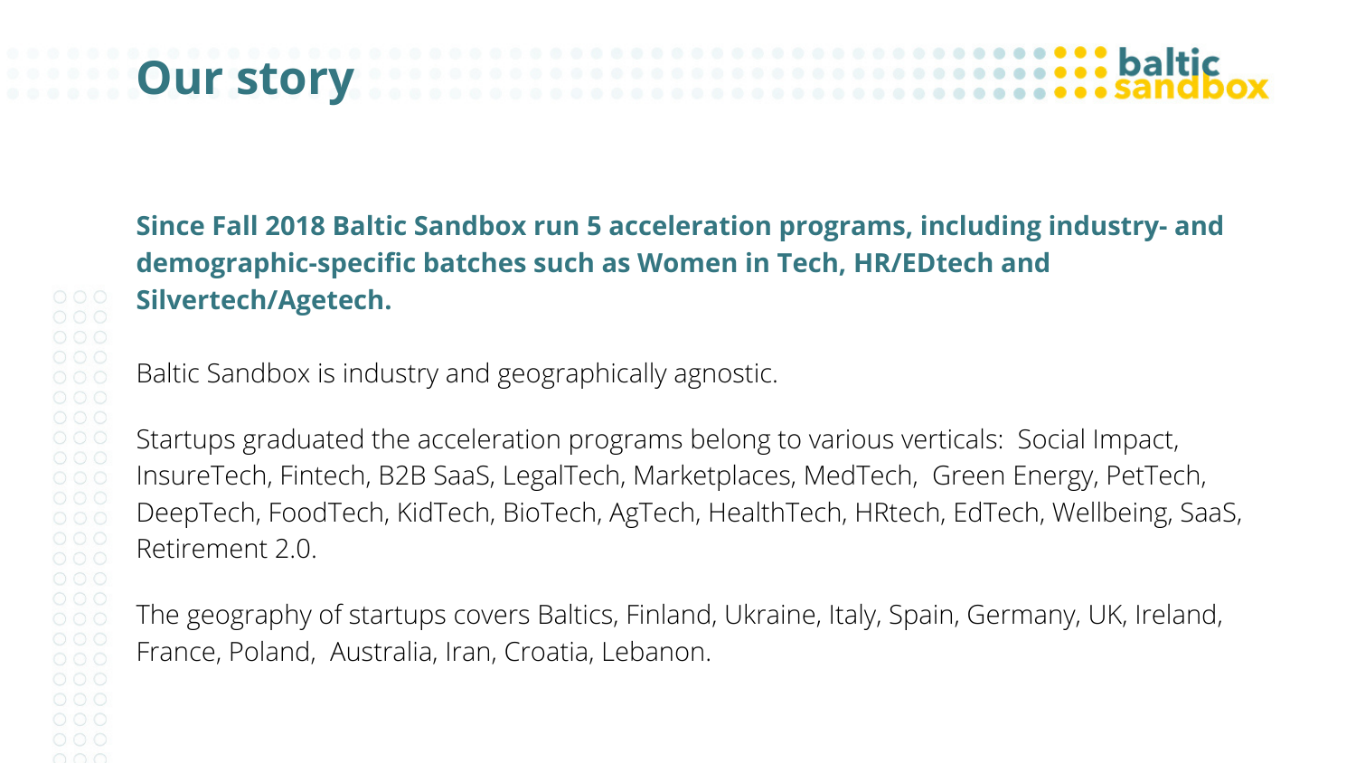# Our story

**Since Fall 2018 Baltic Sandbox run 5 acceleration programs, including industry- and demographic-specific batches such as Women in Tech, HR/EDtech and Silvertech/Agetech.**

Baltic Sandbox is industry and geographically agnostic.

Startups graduated the acceleration programs belong to various verticals: Social Impact, InsureTech, Fintech, B2B SaaS, LegalTech, Marketplaces, MedTech, Green Energy, PetTech, DeepTech, FoodTech, KidTech, BioTech, AgTech, HealthTech, HRtech, EdTech, Wellbeing, SaaS, Retirement 2.0.

The geography of startups covers Baltics, Finland, Ukraine, Italy, Spain, Germany, UK, Ireland, France, Poland, Australia, Iran, Croatia, Lebanon.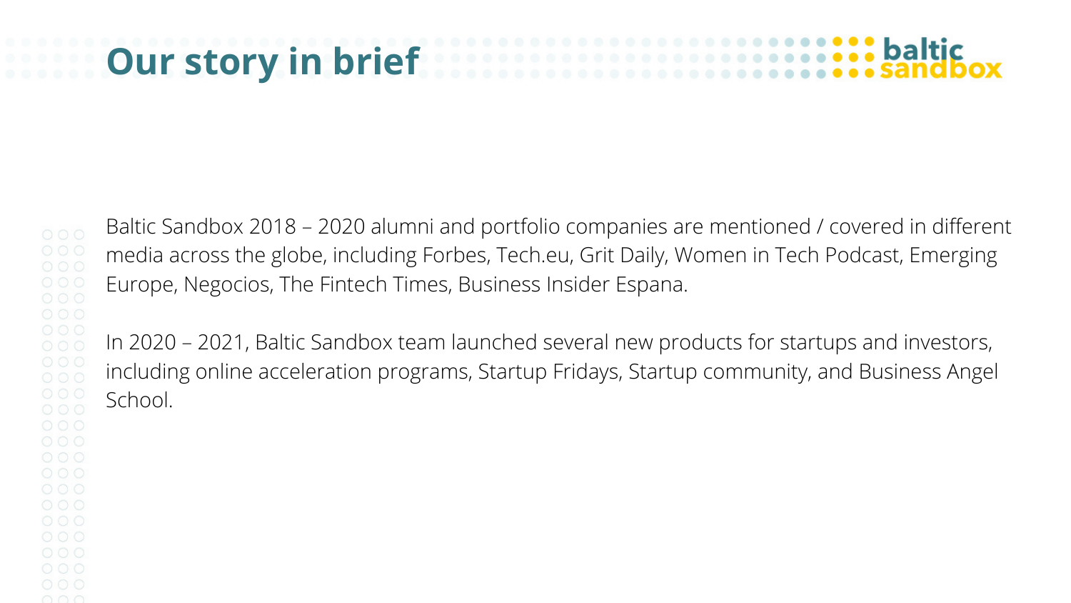# Our story in brief

Baltic Sandbox 2018 – 2020 alumni and portfolio companies are mentioned / covered in different media across the globe, including Forbes, Tech.eu, Grit Daily, Women in Tech Podcast, Emerging Europe, Negocios, The Fintech Times, Business Insider Espana.

In 2020 – 2021, Baltic Sandbox team launched several new products for startups and investors, including online acceleration programs, Startup Fridays, Startup community, and Business Angel School.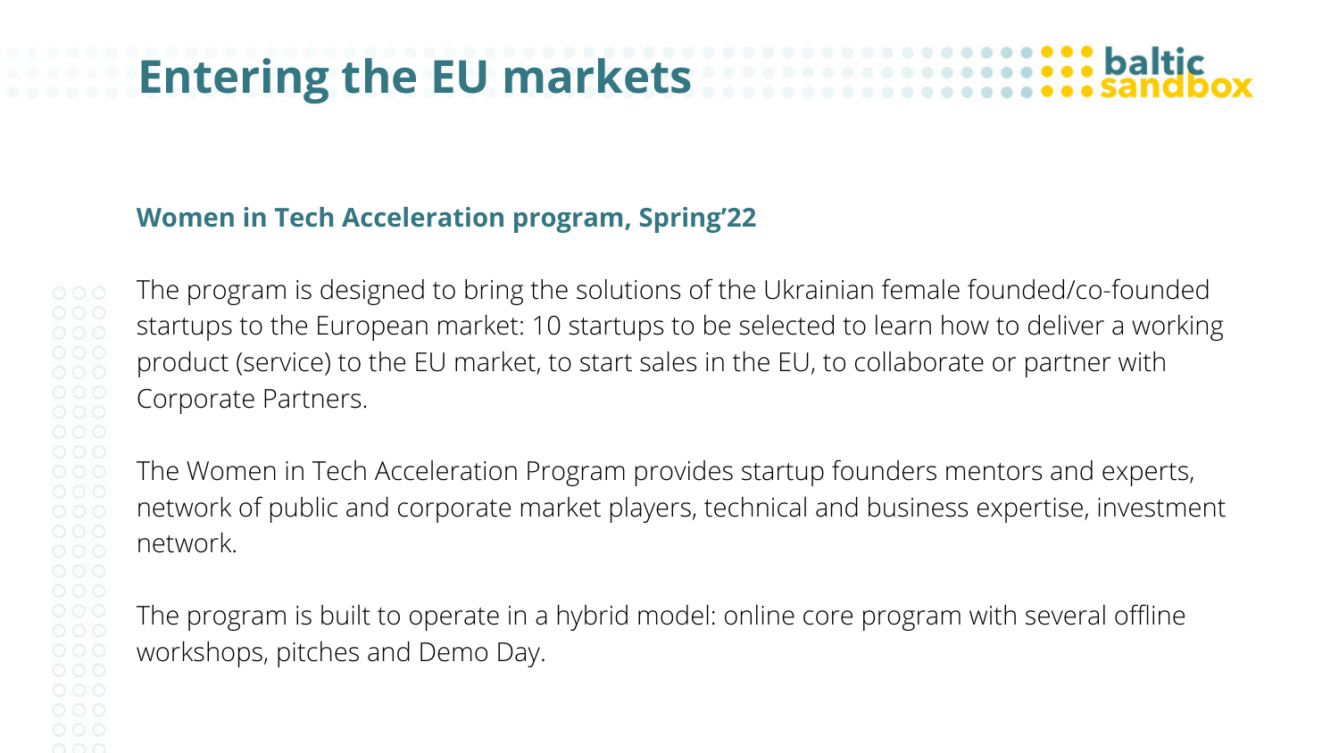# Entering the EU markets

## Women in Tech Acceleration program, Spring'22

The program is designed to bring the solutions of the Ukrainian female founded/co-founded startups to the European market: 10 startups to be selected to learn how to deliver a working product (service) to the EU market, to start sales in the EU, to collaborate or partner with Corporate Partners.

The Women in Tech Acceleration Program provides startup founders mentors and experts, network of public and corporate market players, technical and business expertise, investment network.

The program is built to operate in a hybrid model: online core program with several offline workshops, pitches and Demo Day.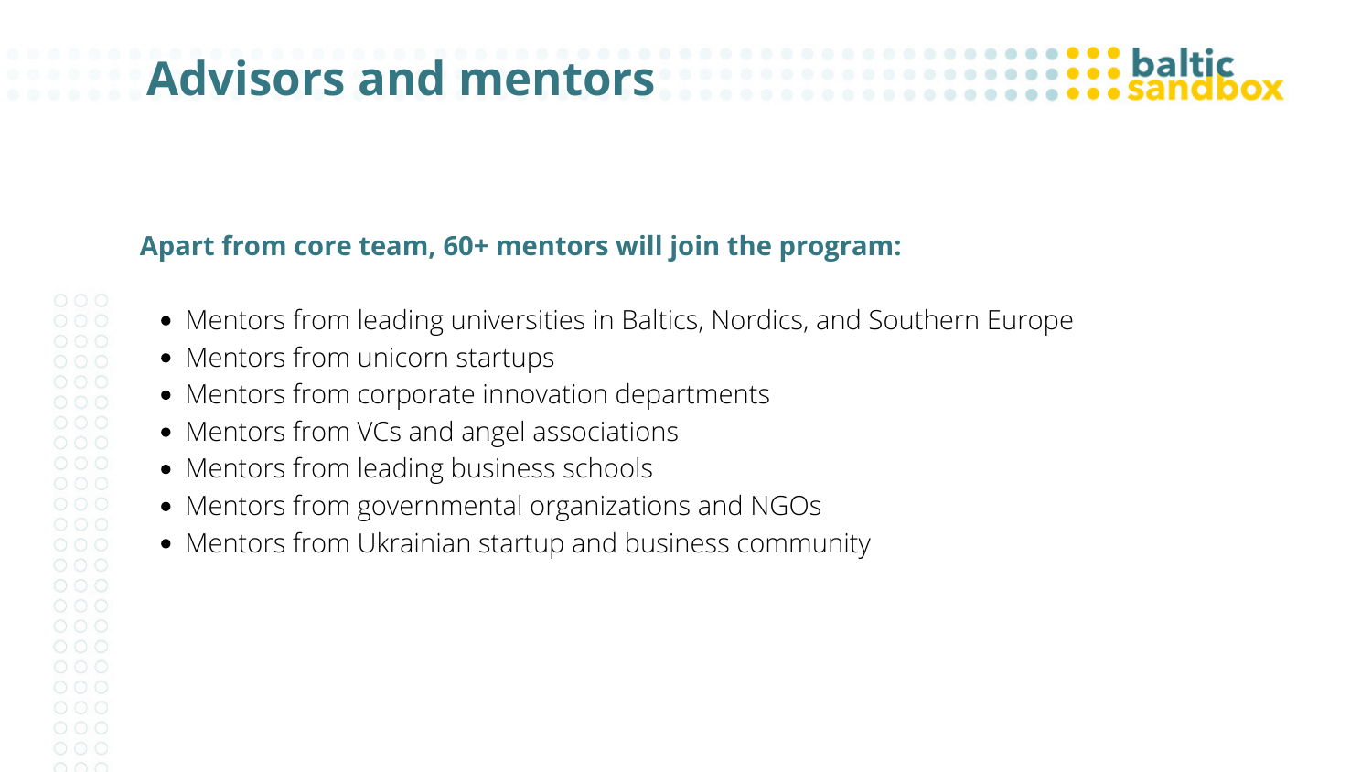# Advisors and mentors

**Apart from core team, 60+ mentors will join the program:**

- Mentors from leading universities in Baltics, Nordics, and Southern Europe
- Mentors from unicorn startups
- Mentors from corporate innovation departments
- Mentors from VCs and angel associations
- Mentors from leading business schools
- Mentors from governmental organizations and NGOs
- Mentors from Ukrainian startup and business community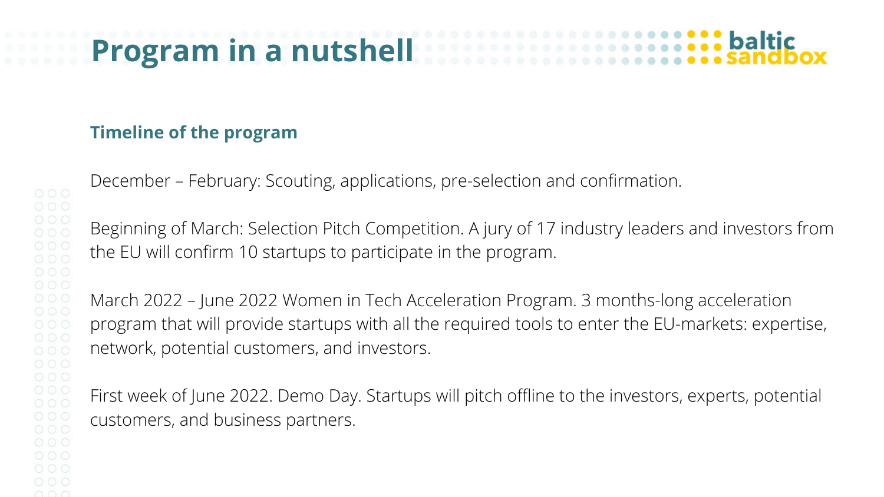# Program in a nutshell

### Timeline of the program

December – February: Scouting, applications, pre-selection and confirmation.

Beginning of March: Selection Pitch Competition. A jury of 17 industry leaders and investors from the EU will confirm 10 startups to participate in the program.

March 2022 – June 2022 Women in Tech Acceleration Program. 3 months-long acceleration program that will provide startups with all the required tools to enter the EU-markets: expertise, network, potential customers, and investors.

First week of June 2022. Demo Day. Startups will pitch offline to the investors, experts, potential customers, and business partners.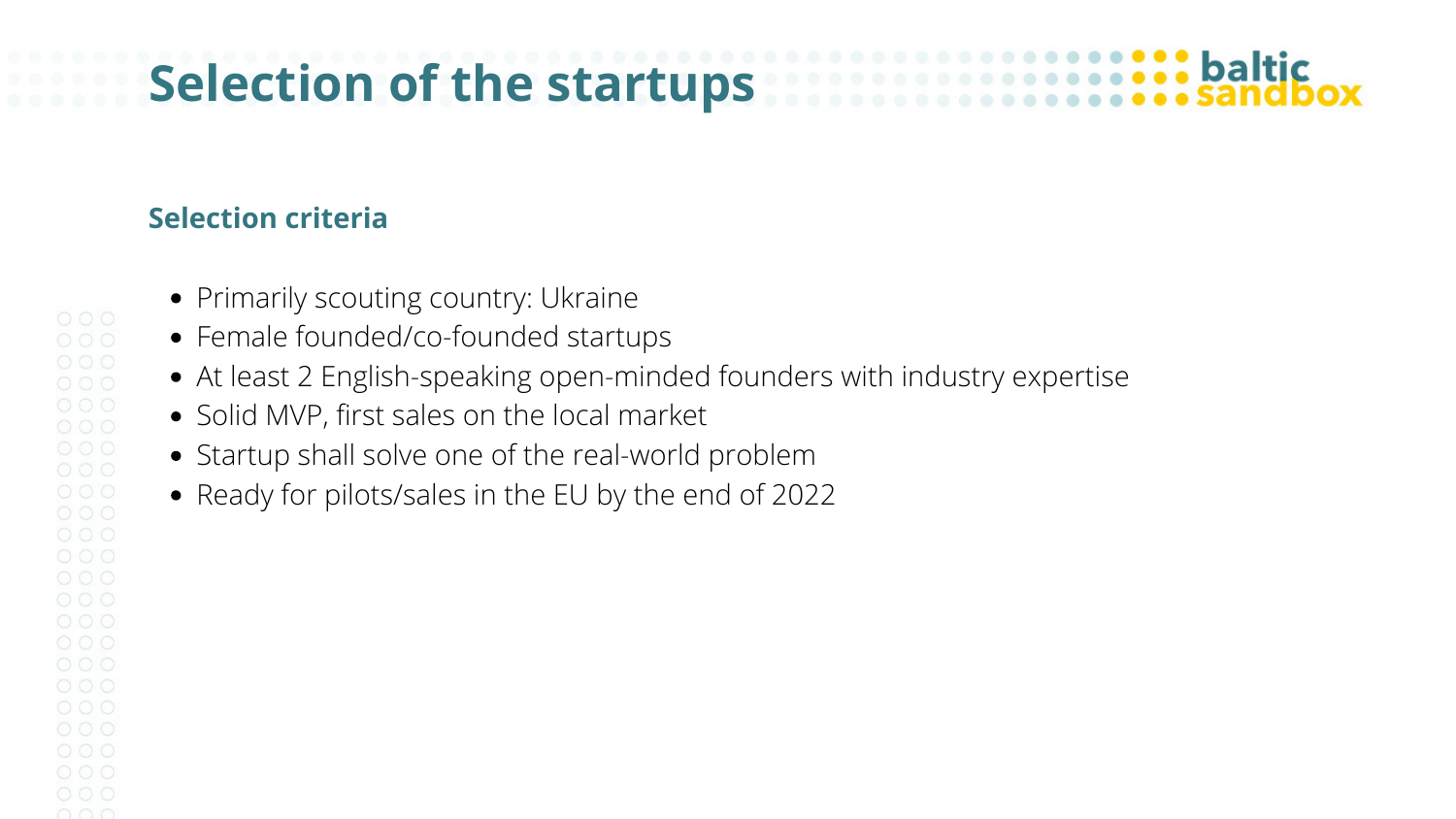# Selection of the startups

### Selection criteria

- Primarily scouting country: Ukraine
- Female founded/co-founded startups
- At least 2 English-speaking open-minded founders with industry expertise
- Solid MVP, first sales on the local market
- Startup shall solve one of the real-world problem
- Ready for pilots/sales in the EU by the end of 2022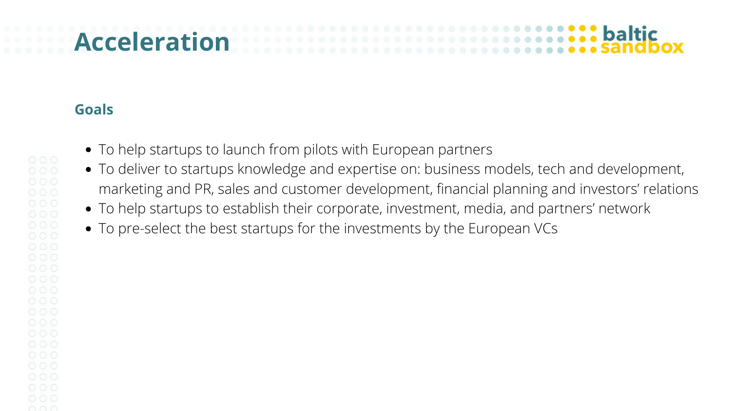# Acceleration

## Goals

- To help startups to launch from pilots with European partners
- To deliver to startups knowledge and expertise on: business models, tech and development, marketing and PR, sales and customer development, financial planning and investors' relations
- To help startups to establish their corporate, investment, media, and partners' network
- To pre-select the best startups for the investments by the European VCs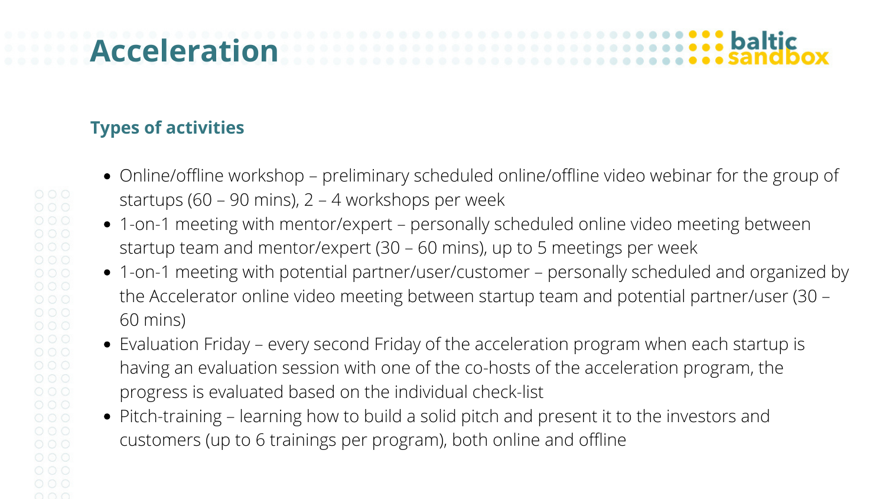# Acceleration

## Types of activities

- Online/offline workshop – preliminary scheduled online/offline video webinar for the group of startups (60 – 90 mins), 2 – 4 workshops per week
- 1-on-1 meeting with mentor/expert – personally scheduled online video meeting between startup team and mentor/expert (30 – 60 mins), up to 5 meetings per week
- 1-on-1 meeting with potential partner/user/customer – personally scheduled and organized by the Accelerator online video meeting between startup team and potential partner/user (30 – 60 mins)
- Evaluation Friday – every second Friday of the acceleration program when each startup is having an evaluation session with one of the co-hosts of the acceleration program, the progress is evaluated based on the individual check-list
- Pitch-training – learning how to build a solid pitch and present it to the investors and customers (up to 6 trainings per program), both online and offline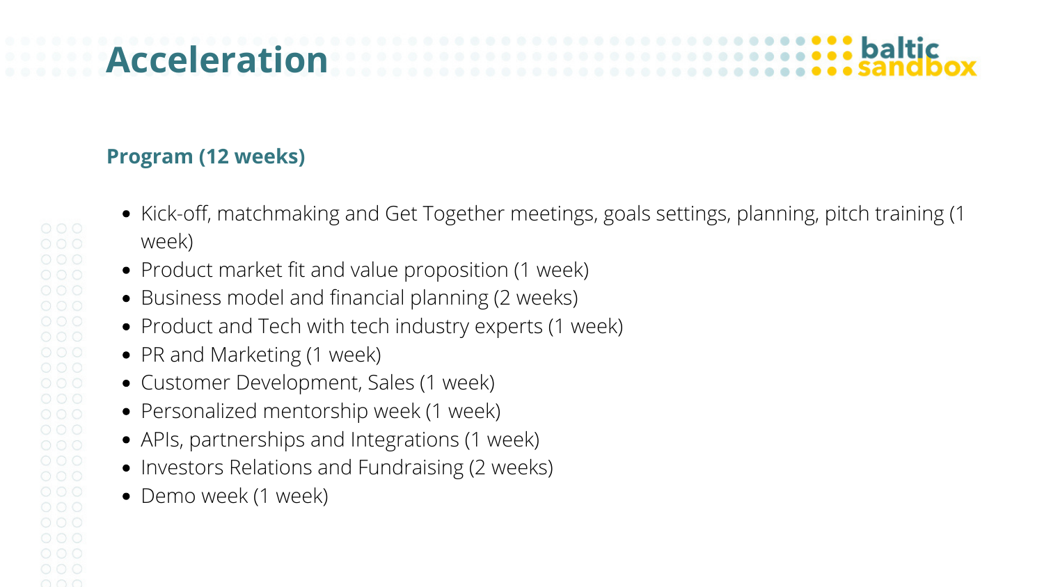# Acceleration

## Program (12 weeks)

- Kick-off, matchmaking and Get Together meetings, goals settings, planning, pitch training (1 week)
- Product market fit and value proposition (1 week)
- Business model and financial planning (2 weeks)
- Product and Tech with tech industry experts (1 week)
- PR and Marketing (1 week)
- Customer Development, Sales (1 week)
- Personalized mentorship week (1 week)
- APIs, partnerships and Integrations (1 week)
- Investors Relations and Fundraising (2 weeks)
- Demo week (1 week)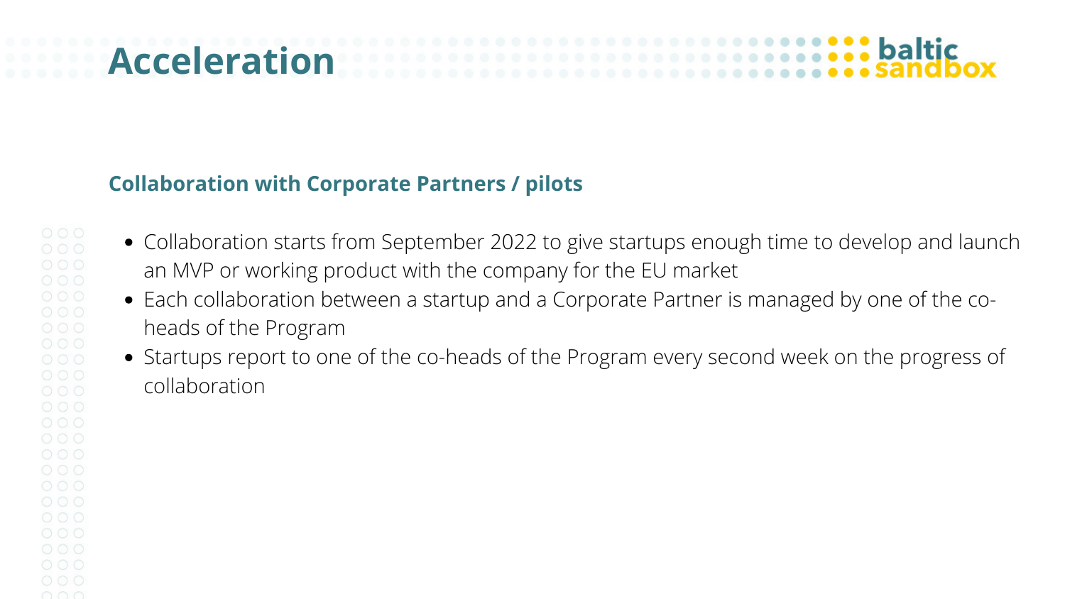# Acceleration

## Collaboration with Corporate Partners / pilots

- Collaboration starts from September 2022 to give startups enough time to develop and launch an MVP or working product with the company for the EU market
- Each collaboration between a startup and a Corporate Partner is managed by one of the co-heads of the Program
- Startups report to one of the co-heads of the Program every second week on the progress of collaboration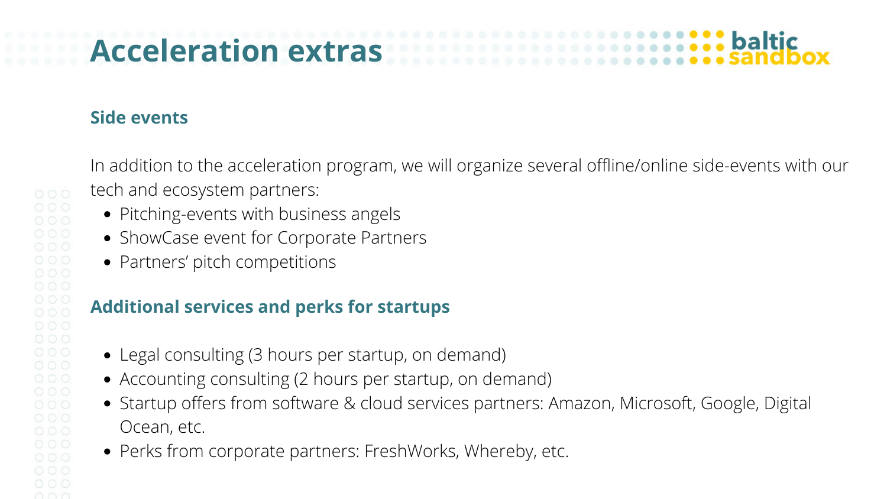# Acceleration extras

### Side events

In addition to the acceleration program, we will organize several offline/online side-events with our tech and ecosystem partners:

- Pitching-events with business angels
- ShowCase event for Corporate Partners
- Partners’ pitch competitions

### Additional services and perks for startups

- Legal consulting (3 hours per startup, on demand)
- Accounting consulting (2 hours per startup, on demand)
- Startup offers from software & cloud services partners: Amazon, Microsoft, Google, Digital Ocean, etc.
- Perks from corporate partners: FreshWorks, Whereby, etc.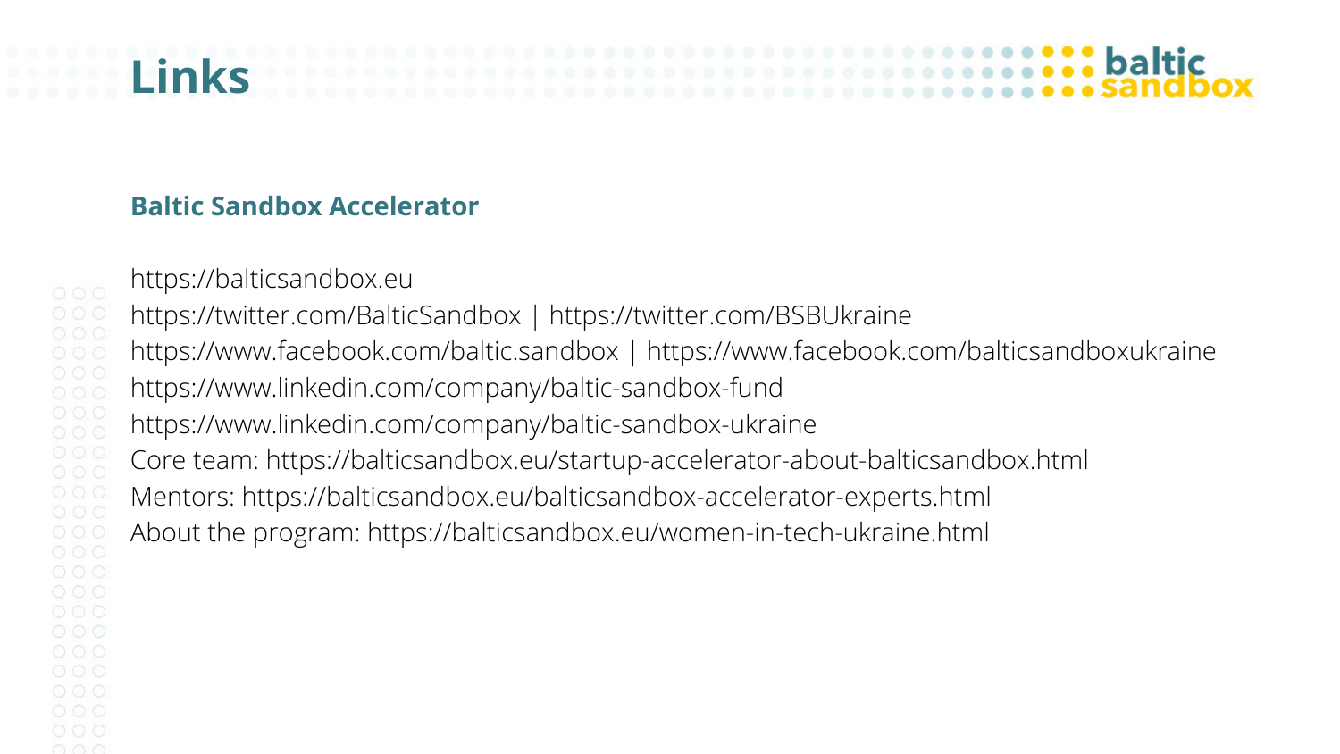# Links

## Baltic Sandbox Accelerator

https://balticsandbox.eu
https://twitter.com/BalticSandbox | https://twitter.com/BSBUkraine
https://www.facebook.com/baltic.sandbox | https://www.facebook.com/balticsandboxukraine
https://www.linkedin.com/company/baltic-sandbox-fund
https://www.linkedin.com/company/baltic-sandbox-ukraine
Core team: https://balticsandbox.eu/startup-accelerator-about-balticsandbox.html
Mentors: https://balticsandbox.eu/balticsandbox-accelerator-experts.html
About the program: https://balticsandbox.eu/women-in-tech-ukraine.html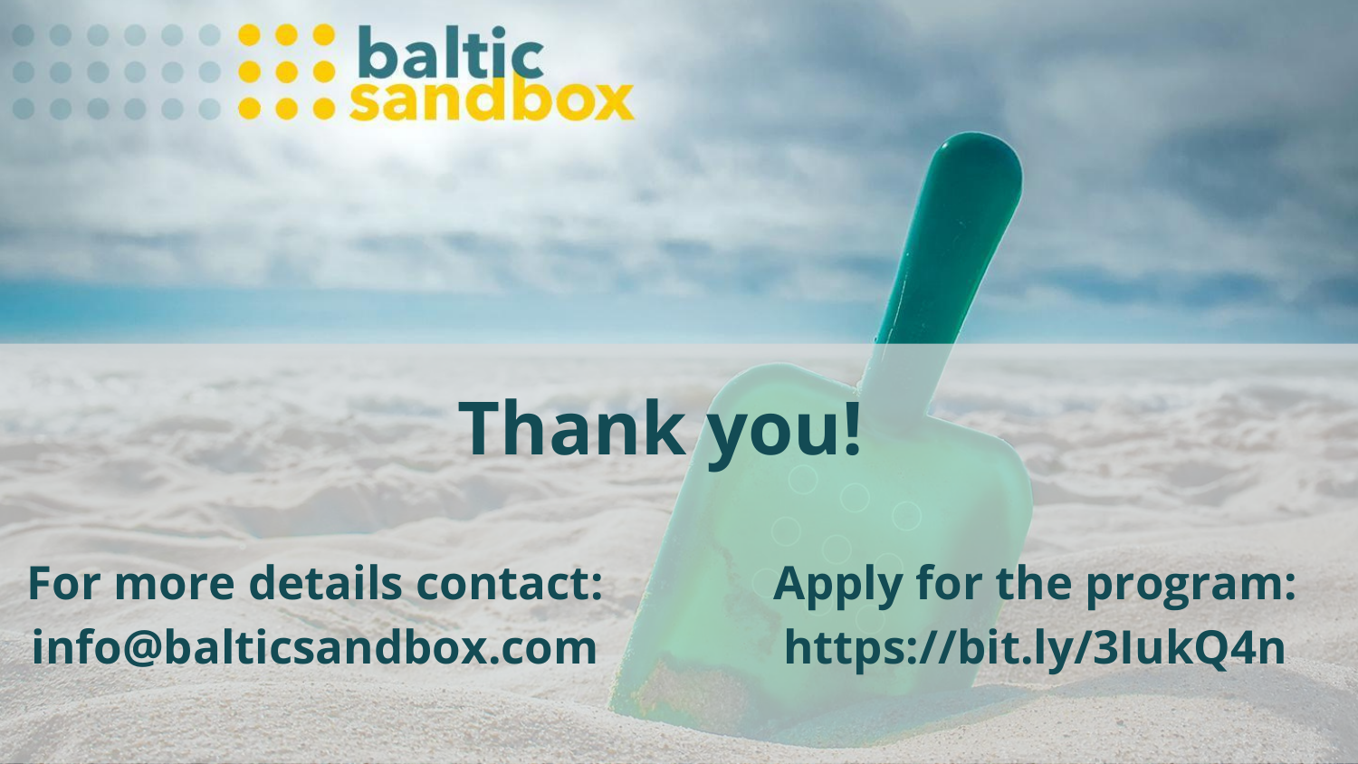baltic sandbox

# Thank you!

**For more details contact:**
**info@balticsandbox.com**

**Apply for the program:**
**https://bit.ly/3IukQ4n**